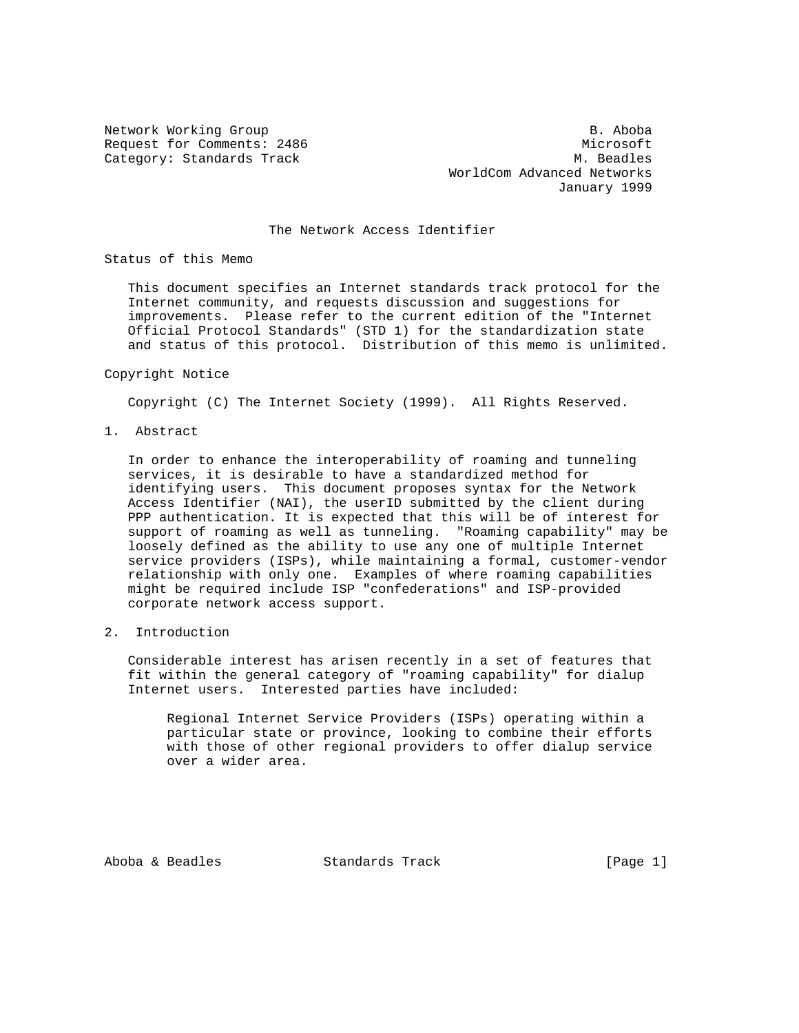Network Working Group B. Aboba
Request for Comments: 2486 Microsoft
Category: Standards Track M. Beadles
WorldCom Advanced Networks
January 1999

# The Network Access Identifier

## Status of this Memo

This document specifies an Internet standards track protocol for the Internet community, and requests discussion and suggestions for improvements. Please refer to the current edition of the "Internet Official Protocol Standards" (STD 1) for the standardization state and status of this protocol. Distribution of this memo is unlimited.

## Copyright Notice

Copyright (C) The Internet Society (1999). All Rights Reserved.

## 1. Abstract

In order to enhance the interoperability of roaming and tunneling services, it is desirable to have a standardized method for identifying users. This document proposes syntax for the Network Access Identifier (NAI), the userID submitted by the client during PPP authentication. It is expected that this will be of interest for support of roaming as well as tunneling. "Roaming capability" may be loosely defined as the ability to use any one of multiple Internet service providers (ISPs), while maintaining a formal, customer-vendor relationship with only one. Examples of where roaming capabilities might be required include ISP "confederations" and ISP-provided corporate network access support.

## 2. Introduction

Considerable interest has arisen recently in a set of features that fit within the general category of "roaming capability" for dialup Internet users. Interested parties have included:

> Regional Internet Service Providers (ISPs) operating within a particular state or province, looking to combine their efforts with those of other regional providers to offer dialup service over a wider area.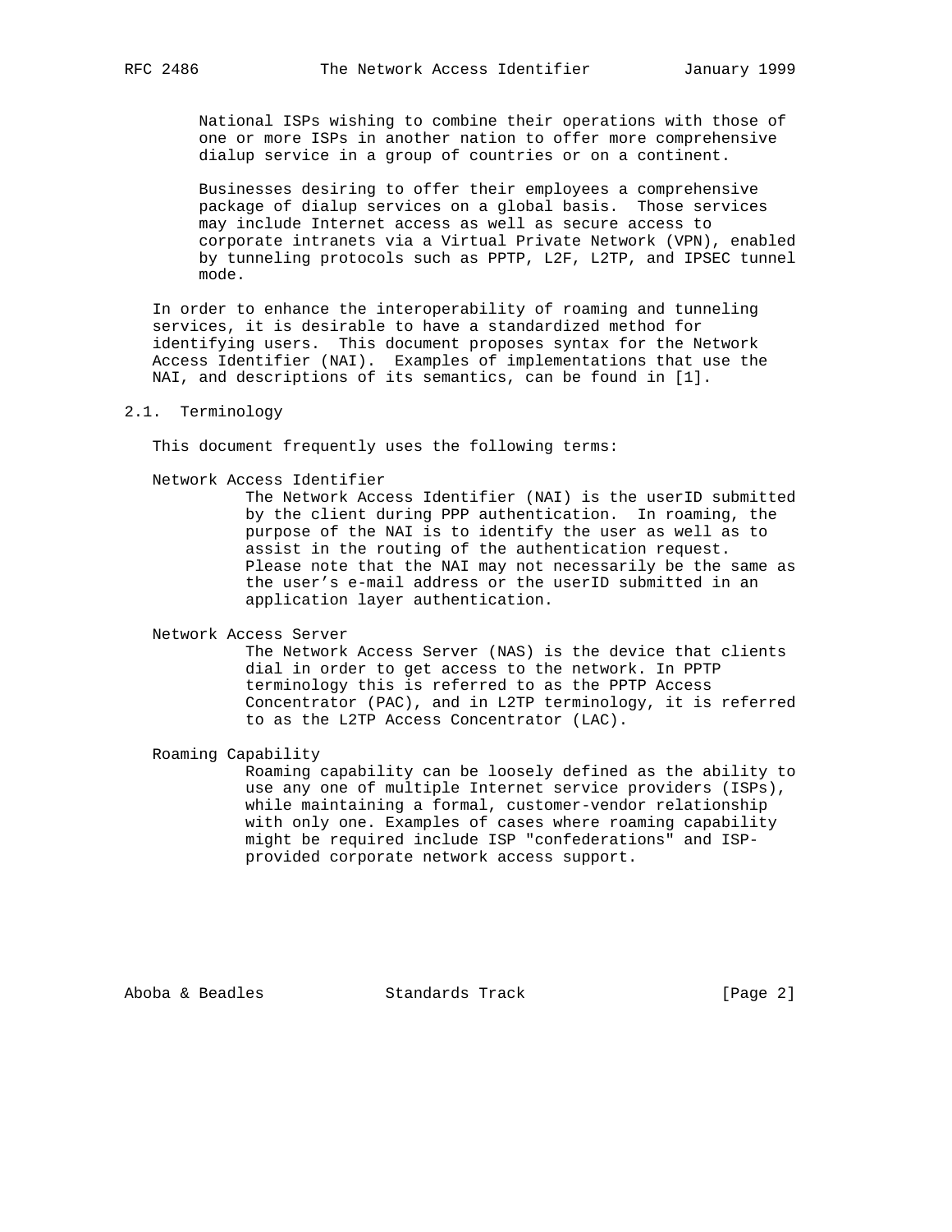National ISPs wishing to combine their operations with those of one or more ISPs in another nation to offer more comprehensive dialup service in a group of countries or on a continent.

Businesses desiring to offer their employees a comprehensive package of dialup services on a global basis. Those services may include Internet access as well as secure access to corporate intranets via a Virtual Private Network (VPN), enabled by tunneling protocols such as PPTP, L2F, L2TP, and IPSEC tunnel mode.

In order to enhance the interoperability of roaming and tunneling services, it is desirable to have a standardized method for identifying users. This document proposes syntax for the Network Access Identifier (NAI). Examples of implementations that use the NAI, and descriptions of its semantics, can be found in [1].

## 2.1. Terminology

This document frequently uses the following terms:

**Network Access Identifier**
The Network Access Identifier (NAI) is the userID submitted by the client during PPP authentication. In roaming, the purpose of the NAI is to identify the user as well as to assist in the routing of the authentication request. Please note that the NAI may not necessarily be the same as the user's e-mail address or the userID submitted in an application layer authentication.

**Network Access Server**
The Network Access Server (NAS) is the device that clients dial in order to get access to the network. In PPTP terminology this is referred to as the PPTP Access Concentrator (PAC), and in L2TP terminology, it is referred to as the L2TP Access Concentrator (LAC).

**Roaming Capability**
Roaming capability can be loosely defined as the ability to use any one of multiple Internet service providers (ISPs), while maintaining a formal, customer-vendor relationship with only one. Examples of cases where roaming capability might be required include ISP "confederations" and ISP-provided corporate network access support.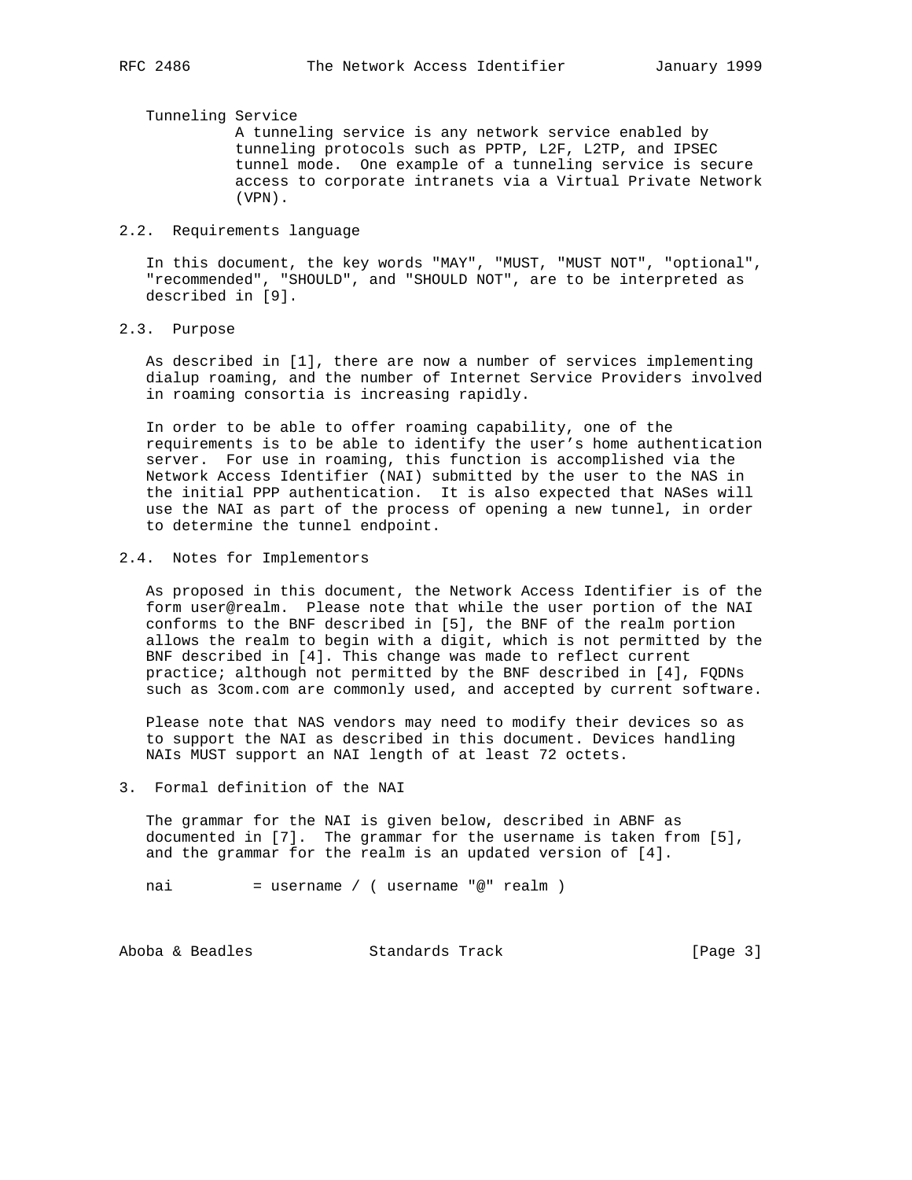Tunneling Service
A tunneling service is any network service enabled by tunneling protocols such as PPTP, L2F, L2TP, and IPSEC tunnel mode. One example of a tunneling service is secure access to corporate intranets via a Virtual Private Network (VPN).

### 2.2. Requirements language

In this document, the key words "MAY", "MUST, "MUST NOT", "optional", "recommended", "SHOULD", and "SHOULD NOT", are to be interpreted as described in [9].

### 2.3. Purpose

As described in [1], there are now a number of services implementing dialup roaming, and the number of Internet Service Providers involved in roaming consortia is increasing rapidly.

In order to be able to offer roaming capability, one of the requirements is to be able to identify the user's home authentication server. For use in roaming, this function is accomplished via the Network Access Identifier (NAI) submitted by the user to the NAS in the initial PPP authentication. It is also expected that NASes will use the NAI as part of the process of opening a new tunnel, in order to determine the tunnel endpoint.

### 2.4. Notes for Implementors

As proposed in this document, the Network Access Identifier is of the form user@realm. Please note that while the user portion of the NAI conforms to the BNF described in [5], the BNF of the realm portion allows the realm to begin with a digit, which is not permitted by the BNF described in [4]. This change was made to reflect current practice; although not permitted by the BNF described in [4], FQDNs such as 3com.com are commonly used, and accepted by current software.

Please note that NAS vendors may need to modify their devices so as to support the NAI as described in this document. Devices handling NAIs MUST support an NAI length of at least 72 octets.

## 3. Formal definition of the NAI

The grammar for the NAI is given below, described in ABNF as documented in [7]. The grammar for the username is taken from [5], and the grammar for the realm is an updated version of [4].

```
nai         = username / ( username "@" realm )
```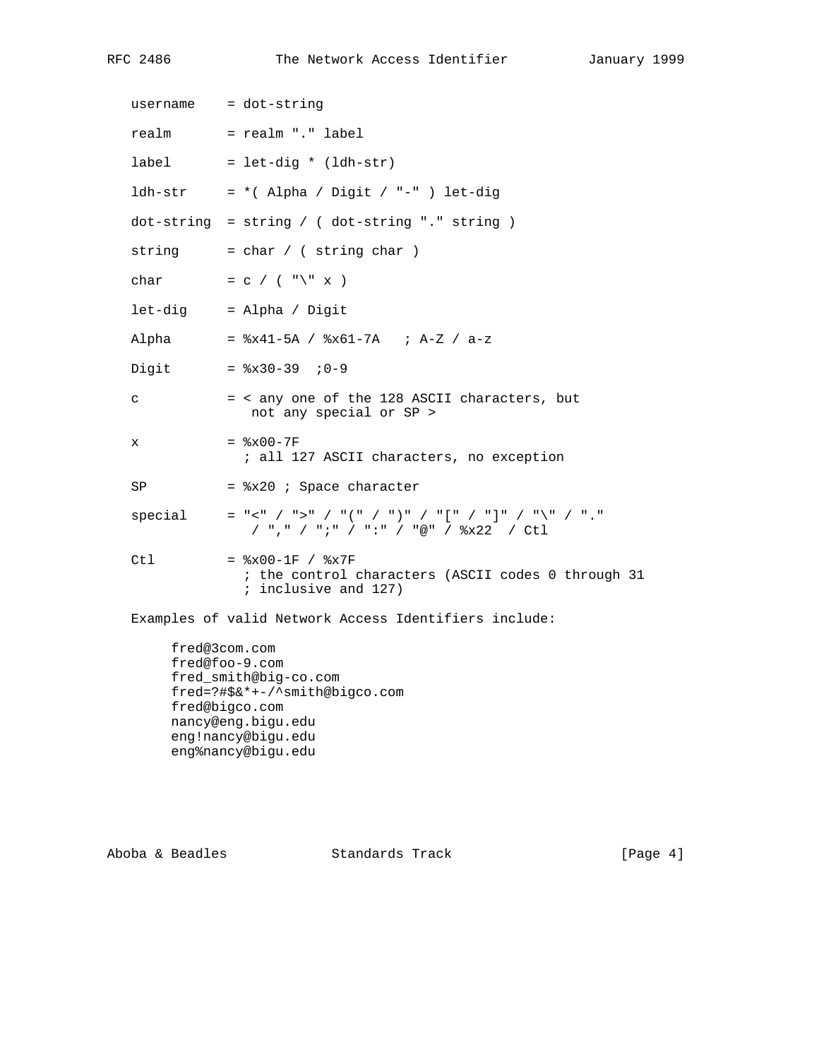```
username    = dot-string

realm       = realm "." label

label       = let-dig * (ldh-str)

ldh-str     = *( Alpha / Digit / "-" ) let-dig

dot-string  = string / ( dot-string "." string )

string      = char / ( string char )

char        = c / ( "\" x )

let-dig     = Alpha / Digit

Alpha       = %x41-5A / %x61-7A   ; A-Z / a-z

Digit       = %x30-39  ;0-9

c           = < any one of the 128 ASCII characters, but
               not any special or SP >

x           = %x00-7F
              ; all 127 ASCII characters, no exception

SP          = %x20 ; Space character

special     = "<" / ">" / "(" / ")" / "[" / "]" / "\" / "."
              / "," / ";" / ":" / "@" / %x22  / Ctl

Ctl         = %x00-1F / %x7F
              ; the control characters (ASCII codes 0 through 31
              ; inclusive and 127)
```

Examples of valid Network Access Identifiers include:

```
fred@3com.com
fred@foo-9.com
fred_smith@big-co.com
fred=?#$&*+-/^smith@bigco.com
fred@bigco.com
nancy@eng.bigu.edu
eng!nancy@bigu.edu
eng%nancy@bigu.edu
```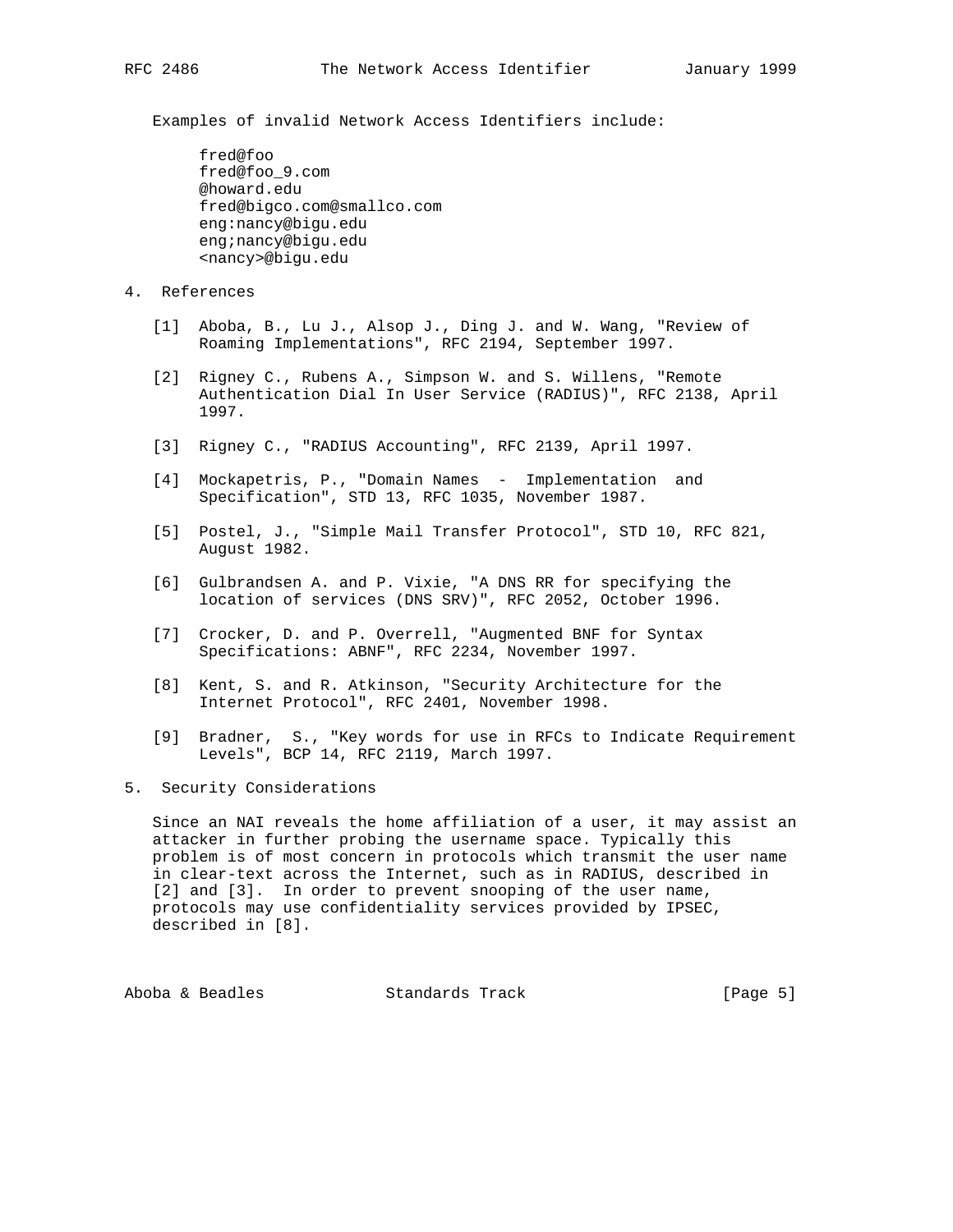Examples of invalid Network Access Identifiers include:

```
fred@foo
fred@foo_9.com
@howard.edu
fred@bigco.com@smallco.com
eng:nancy@bigu.edu
eng;nancy@bigu.edu
<nancy>@bigu.edu
```

## 4. References

[1] Aboba, B., Lu J., Alsop J., Ding J. and W. Wang, "Review of Roaming Implementations", RFC 2194, September 1997.

[2] Rigney C., Rubens A., Simpson W. and S. Willens, "Remote Authentication Dial In User Service (RADIUS)", RFC 2138, April 1997.

[3] Rigney C., "RADIUS Accounting", RFC 2139, April 1997.

[4] Mockapetris, P., "Domain Names - Implementation and Specification", STD 13, RFC 1035, November 1987.

[5] Postel, J., "Simple Mail Transfer Protocol", STD 10, RFC 821, August 1982.

[6] Gulbrandsen A. and P. Vixie, "A DNS RR for specifying the location of services (DNS SRV)", RFC 2052, October 1996.

[7] Crocker, D. and P. Overrell, "Augmented BNF for Syntax Specifications: ABNF", RFC 2234, November 1997.

[8] Kent, S. and R. Atkinson, "Security Architecture for the Internet Protocol", RFC 2401, November 1998.

[9] Bradner, S., "Key words for use in RFCs to Indicate Requirement Levels", BCP 14, RFC 2119, March 1997.

## 5. Security Considerations

Since an NAI reveals the home affiliation of a user, it may assist an attacker in further probing the username space. Typically this problem is of most concern in protocols which transmit the user name in clear-text across the Internet, such as in RADIUS, described in [2] and [3]. In order to prevent snooping of the user name, protocols may use confidentiality services provided by IPSEC, described in [8].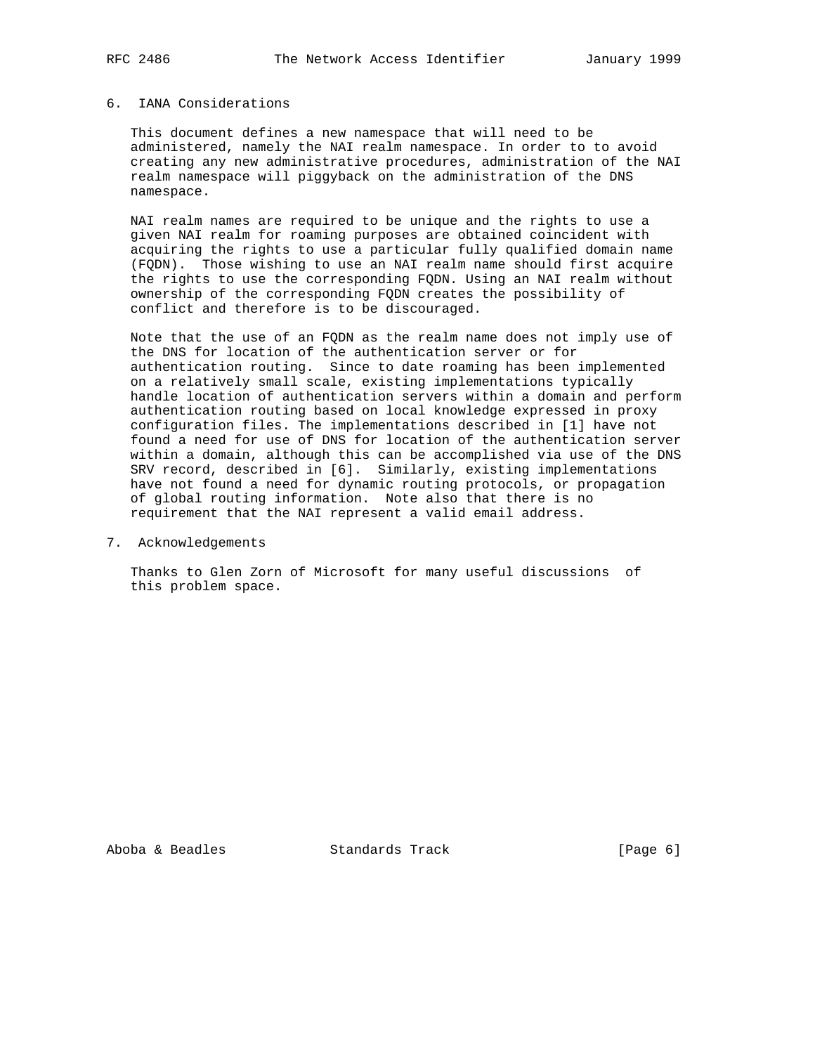## 6. IANA Considerations

This document defines a new namespace that will need to be administered, namely the NAI realm namespace. In order to to avoid creating any new administrative procedures, administration of the NAI realm namespace will piggyback on the administration of the DNS namespace.

NAI realm names are required to be unique and the rights to use a given NAI realm for roaming purposes are obtained coincident with acquiring the rights to use a particular fully qualified domain name (FQDN). Those wishing to use an NAI realm name should first acquire the rights to use the corresponding FQDN. Using an NAI realm without ownership of the corresponding FQDN creates the possibility of conflict and therefore is to be discouraged.

Note that the use of an FQDN as the realm name does not imply use of the DNS for location of the authentication server or for authentication routing. Since to date roaming has been implemented on a relatively small scale, existing implementations typically handle location of authentication servers within a domain and perform authentication routing based on local knowledge expressed in proxy configuration files. The implementations described in [1] have not found a need for use of DNS for location of the authentication server within a domain, although this can be accomplished via use of the DNS SRV record, described in [6]. Similarly, existing implementations have not found a need for dynamic routing protocols, or propagation of global routing information. Note also that there is no requirement that the NAI represent a valid email address.

## 7. Acknowledgements

Thanks to Glen Zorn of Microsoft for many useful discussions of this problem space.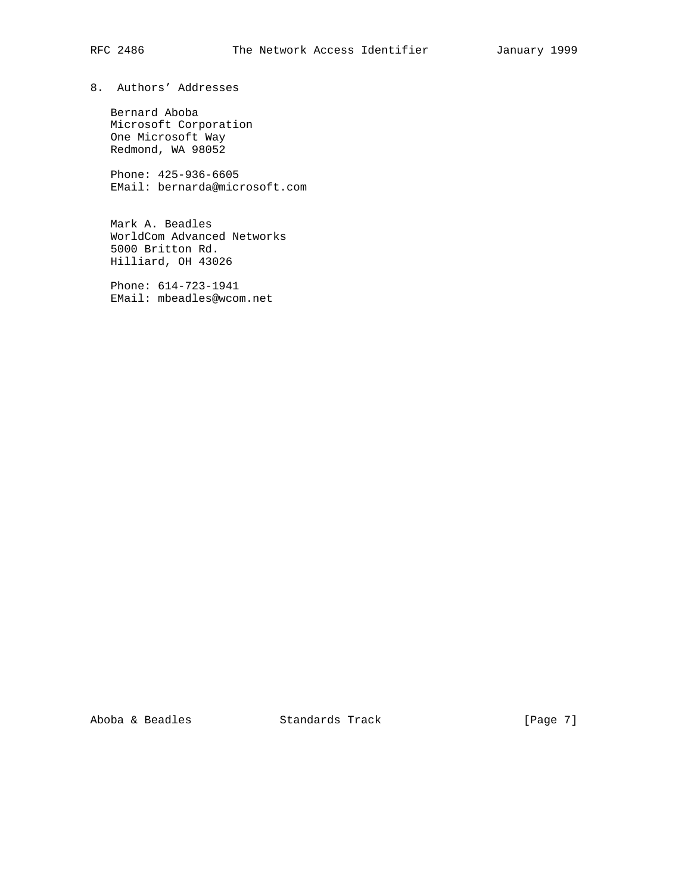## 8. Authors' Addresses

Bernard Aboba
Microsoft Corporation
One Microsoft Way
Redmond, WA 98052

Phone: 425-936-6605
EMail: bernarda@microsoft.com

Mark A. Beadles
WorldCom Advanced Networks
5000 Britton Rd.
Hilliard, OH 43026

Phone: 614-723-1941
EMail: mbeadles@wcom.net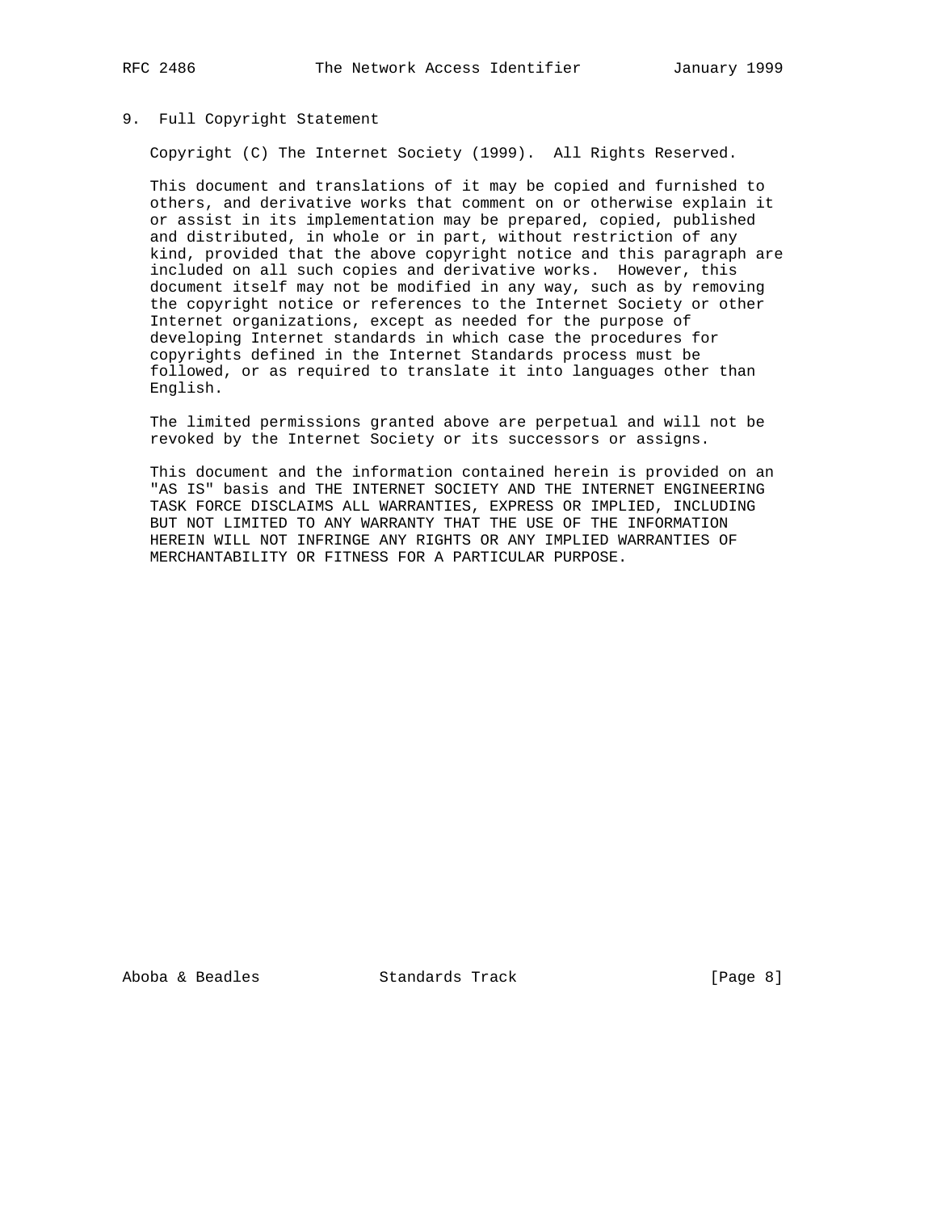## 9. Full Copyright Statement

Copyright (C) The Internet Society (1999). All Rights Reserved.

This document and translations of it may be copied and furnished to others, and derivative works that comment on or otherwise explain it or assist in its implementation may be prepared, copied, published and distributed, in whole or in part, without restriction of any kind, provided that the above copyright notice and this paragraph are included on all such copies and derivative works. However, this document itself may not be modified in any way, such as by removing the copyright notice or references to the Internet Society or other Internet organizations, except as needed for the purpose of developing Internet standards in which case the procedures for copyrights defined in the Internet Standards process must be followed, or as required to translate it into languages other than English.

The limited permissions granted above are perpetual and will not be revoked by the Internet Society or its successors or assigns.

This document and the information contained herein is provided on an "AS IS" basis and THE INTERNET SOCIETY AND THE INTERNET ENGINEERING TASK FORCE DISCLAIMS ALL WARRANTIES, EXPRESS OR IMPLIED, INCLUDING BUT NOT LIMITED TO ANY WARRANTY THAT THE USE OF THE INFORMATION HEREIN WILL NOT INFRINGE ANY RIGHTS OR ANY IMPLIED WARRANTIES OF MERCHANTABILITY OR FITNESS FOR A PARTICULAR PURPOSE.